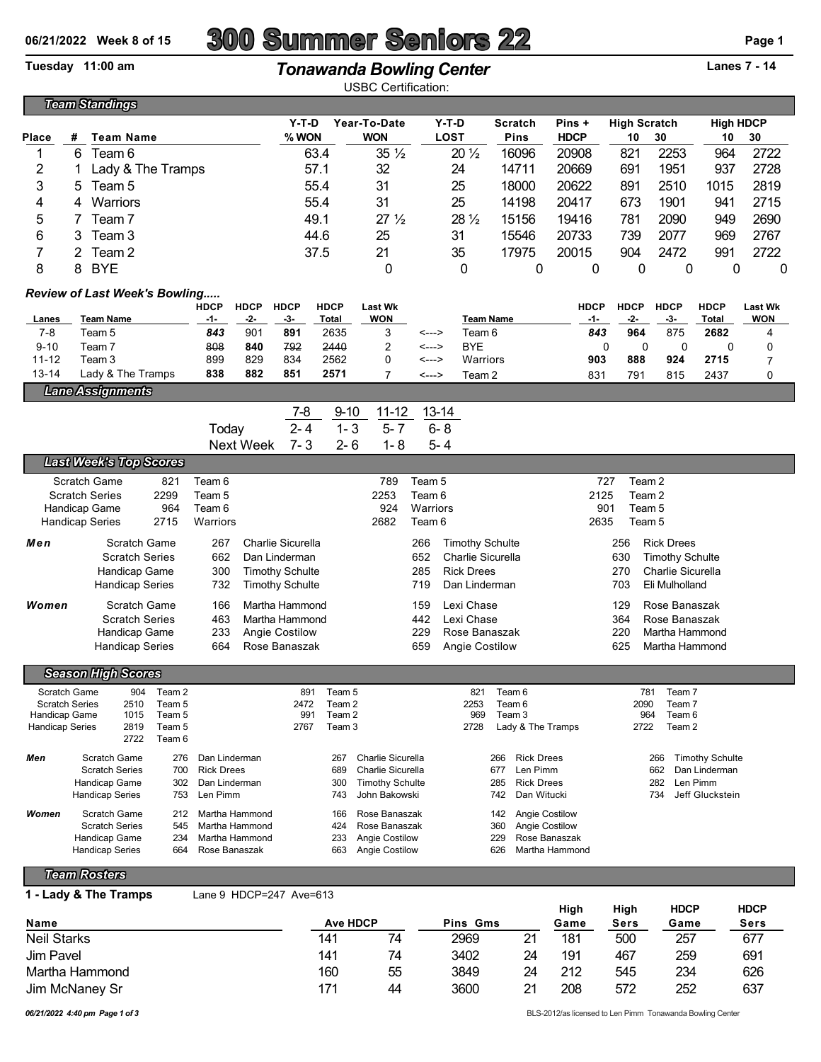06/21/2022 Week 8 of 15

# 300 Summer Seniors 22

Tuesday 11:00 am

## Tonawanda Bowling Center

Lanes 7 - 14

USBC Certification:

### Team Standings

| Place | # | Team Name | Y-T-D % WON | Year-To-Date WON | Y-T-D LOST | Scratch Pins | Pins + HDCP | High Scratch 10 | High Scratch 30 | High HDCP 10 | High HDCP 30 |
|---|---|---|---|---|---|---|---|---|---|---|---|
| 1 | 6 | Team 6 | 63.4 | 35 ½ | 20 ½ | 16096 | 20908 | 821 | 2253 | 964 | 2722 |
| 2 | 1 | Lady & The Tramps | 57.1 | 32 | 24 | 14711 | 20669 | 691 | 1951 | 937 | 2728 |
| 3 | 5 | Team 5 | 55.4 | 31 | 25 | 18000 | 20622 | 891 | 2510 | 1015 | 2819 |
| 4 | 4 | Warriors | 55.4 | 31 | 25 | 14198 | 20417 | 673 | 1901 | 941 | 2715 |
| 5 | 7 | Team 7 | 49.1 | 27 ½ | 28 ½ | 15156 | 19416 | 781 | 2090 | 949 | 2690 |
| 6 | 3 | Team 3 | 44.6 | 25 | 31 | 15546 | 20733 | 739 | 2077 | 969 | 2767 |
| 7 | 2 | Team 2 | 37.5 | 21 | 35 | 17975 | 20015 | 904 | 2472 | 991 | 2722 |
| 8 | 8 | BYE | | 0 | 0 | 0 | 0 | 0 | 0 | 0 | 0 |

### Review of Last Week's Bowling.....

| Lanes | Team Name | HDCP -1- | HDCP -2- | HDCP -3- | HDCP Total | Last Wk WON | | Team Name | HDCP -1- | HDCP -2- | HDCP -3- | HDCP Total | Last Wk WON |
|---|---|---|---|---|---|---|---|---|---|---|---|---|---|
| 7-8 | Team 5 | *843* | 901 | **891** | 2635 | 3 | <---> | Team 6 | *843* | **964** | 875 | **2682** | 4 |
| 9-10 | Team 7 | ~~808~~ | **840** | ~~792~~ | ~~2440~~ | 2 | <---> | BYE | 0 | 0 | 0 | 0 | 0 |
| 11-12 | Team 3 | 899 | 829 | 834 | 2562 | 0 | <---> | Warriors | **903** | **888** | **924** | **2715** | 7 |
| 13-14 | Lady & The Tramps | **838** | **882** | **851** | **2571** | 7 | <---> | Team 2 | 831 | 791 | 815 | 2437 | 0 |

### Lane Assignments

| | 7-8 | 9-10 | 11-12 | 13-14 |
|---|---|---|---|---|
| Today | 2- 4 | 1- 3 | 5- 7 | 6- 8 |
| Next Week | 7- 3 | 2- 6 | 1- 8 | 5- 4 |

### Last Week's Top Scores

| | | | | | | |
|---|---|---|---|---|---|---|
| Scratch Game | 821 | Team 6 | 789 | Team 5 | 727 | Team 2 |
| Scratch Series | 2299 | Team 5 | 2253 | Team 6 | 2125 | Team 2 |
| Handicap Game | 964 | Team 6 | 924 | Warriors | 901 | Team 5 |
| Handicap Series | 2715 | Warriors | 2682 | Team 6 | 2635 | Team 5 |

| | | | | | | | |
|---|---|---|---|---|---|---|---|
| **Men** | Scratch Game | 267 | Charlie Sicurella | 266 | Timothy Schulte | 256 | Rick Drees |
| | Scratch Series | 662 | Dan Linderman | 652 | Charlie Sicurella | 630 | Timothy Schulte |
| | Handicap Game | 300 | Timothy Schulte | 285 | Rick Drees | 270 | Charlie Sicurella |
| | Handicap Series | 732 | Timothy Schulte | 719 | Dan Linderman | 703 | Eli Mulholland |
| **Women** | Scratch Game | 166 | Martha Hammond | 159 | Lexi Chase | 129 | Rose Banaszak |
| | Scratch Series | 463 | Martha Hammond | 442 | Lexi Chase | 364 | Rose Banaszak |
| | Handicap Game | 233 | Angie Costilow | 229 | Rose Banaszak | 220 | Martha Hammond |
| | Handicap Series | 664 | Rose Banaszak | 659 | Angie Costilow | 625 | Martha Hammond |

### Season High Scores

| | | | | | | | | |
|---|---|---|---|---|---|---|---|---|
| Scratch Game | 904 | Team 2 | 891 | Team 5 | 821 | Team 6 | 781 | Team 7 |
| Scratch Series | 2510 | Team 5 | 2472 | Team 2 | 2253 | Team 6 | 2090 | Team 7 |
| Handicap Game | 1015 | Team 5 | 991 | Team 2 | 969 | Team 3 | 964 | Team 6 |
| Handicap Series | 2819 | Team 5 | 2767 | Team 3 | 2728 | Lady & The Tramps | 2722 | Team 2 |
| | 2722 | Team 6 | | | | | | |

| | | | | | | | | | |
|---|---|---|---|---|---|---|---|---|---|
| **Men** | Scratch Game | 276 | Dan Linderman | 267 | Charlie Sicurella | 266 | Rick Drees | 266 | Timothy Schulte |
| | Scratch Series | 700 | Rick Drees | 689 | Charlie Sicurella | 677 | Len Pimm | 662 | Dan Linderman |
| | Handicap Game | 302 | Dan Linderman | 300 | Timothy Schulte | 285 | Rick Drees | 282 | Len Pimm |
| | Handicap Series | 753 | Len Pimm | 743 | John Bakowski | 742 | Dan Witucki | 734 | Jeff Gluckstein |
| **Women** | Scratch Game | 212 | Martha Hammond | 166 | Rose Banaszak | 142 | Angie Costilow | | |
| | Scratch Series | 545 | Martha Hammond | 424 | Rose Banaszak | 360 | Angie Costilow | | |
| | Handicap Game | 234 | Martha Hammond | 233 | Angie Costilow | 229 | Rose Banaszak | | |
| | Handicap Series | 664 | Rose Banaszak | 663 | Angie Costilow | 626 | Martha Hammond | | |

### Team Rosters

**1 - Lady & The Tramps** Lane 9 HDCP=247 Ave=613

| Name | Ave | HDCP | Pins | Gms | High Game | High Sers | HDCP Game | HDCP Sers |
|---|---|---|---|---|---|---|---|---|
| Neil Starks | 141 | 74 | 2969 | 21 | 181 | 500 | 257 | 677 |
| Jim Pavel | 141 | 74 | 3402 | 24 | 191 | 467 | 259 | 691 |
| Martha Hammond | 160 | 55 | 3849 | 24 | 212 | 545 | 234 | 626 |
| Jim McNaney Sr | 171 | 44 | 3600 | 21 | 208 | 572 | 252 | 637 |

06/21/2022 4:40 pm Page 1 of 3

BLS-2012/as licensed to Len Pimm Tonawanda Bowling Center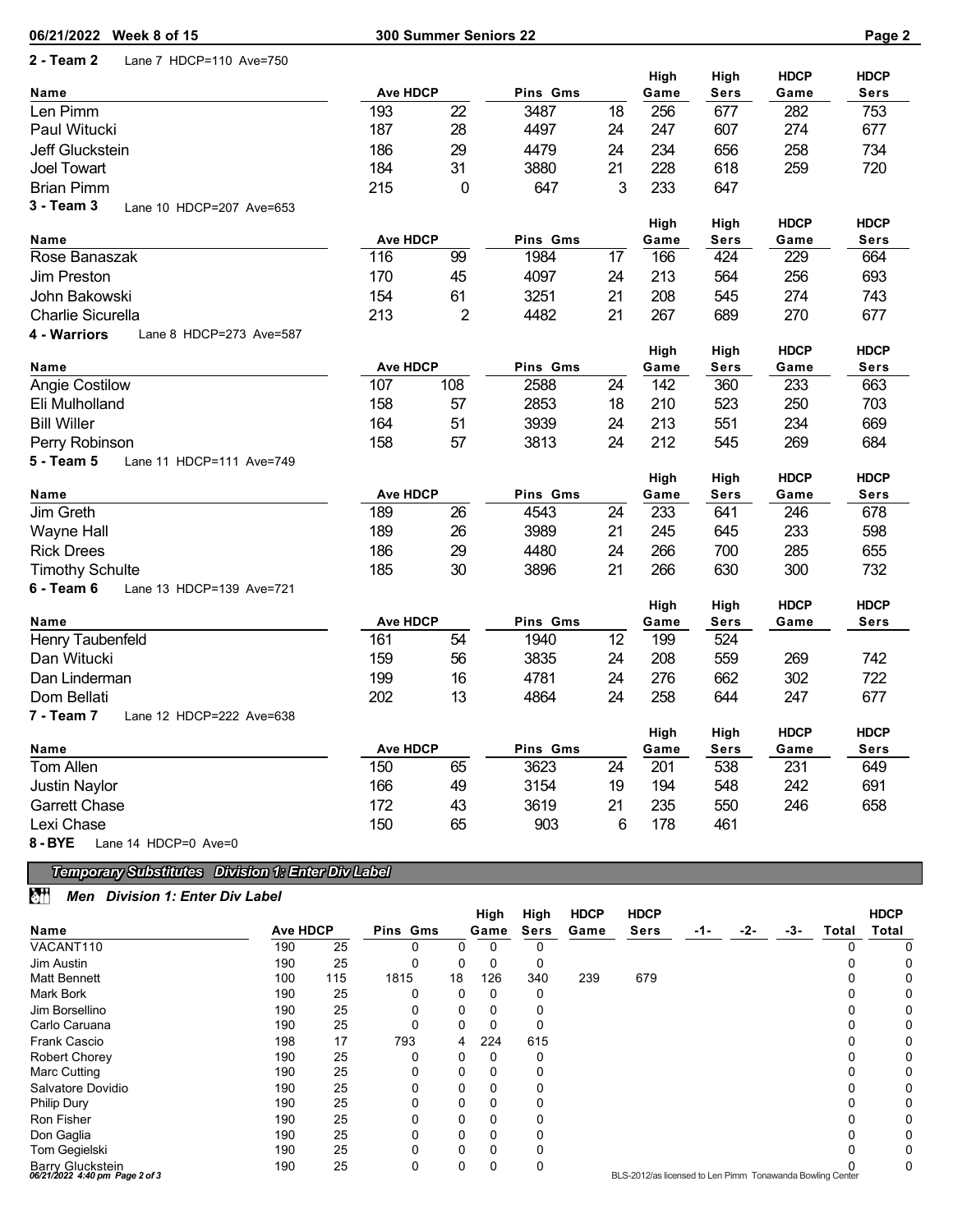**2 - Team 2** Lane 7 HDCP=110 Ave=750

| Name | Ave | HDCP | Pins | Gms | High Game | High Sers | HDCP Game | HDCP Sers |
|---|---|---|---|---|---|---|---|---|
| Len Pimm | 193 | 22 | 3487 | 18 | 256 | 677 | 282 | 753 |
| Paul Witucki | 187 | 28 | 4497 | 24 | 247 | 607 | 274 | 677 |
| Jeff Gluckstein | 186 | 29 | 4479 | 24 | 234 | 656 | 258 | 734 |
| Joel Towart | 184 | 31 | 3880 | 21 | 228 | 618 | 259 | 720 |
| Brian Pimm | 215 | 0 | 647 | 3 | 233 | 647 | | |

**3 - Team 3** Lane 10 HDCP=207 Ave=653

| Name | Ave | HDCP | Pins | Gms | High Game | High Sers | HDCP Game | HDCP Sers |
|---|---|---|---|---|---|---|---|---|
| Rose Banaszak | 116 | 99 | 1984 | 17 | 166 | 424 | 229 | 664 |
| Jim Preston | 170 | 45 | 4097 | 24 | 213 | 564 | 256 | 693 |
| John Bakowski | 154 | 61 | 3251 | 21 | 208 | 545 | 274 | 743 |
| Charlie Sicurella | 213 | 2 | 4482 | 21 | 267 | 689 | 270 | 677 |

**4 - Warriors** Lane 8 HDCP=273 Ave=587

| Name | Ave | HDCP | Pins | Gms | High Game | High Sers | HDCP Game | HDCP Sers |
|---|---|---|---|---|---|---|---|---|
| Angie Costilow | 107 | 108 | 2588 | 24 | 142 | 360 | 233 | 663 |
| Eli Mulholland | 158 | 57 | 2853 | 18 | 210 | 523 | 250 | 703 |
| Bill Willer | 164 | 51 | 3939 | 24 | 213 | 551 | 234 | 669 |
| Perry Robinson | 158 | 57 | 3813 | 24 | 212 | 545 | 269 | 684 |

**5 - Team 5** Lane 11 HDCP=111 Ave=749

| Name | Ave | HDCP | Pins | Gms | High Game | High Sers | HDCP Game | HDCP Sers |
|---|---|---|---|---|---|---|---|---|
| Jim Greth | 189 | 26 | 4543 | 24 | 233 | 641 | 246 | 678 |
| Wayne Hall | 189 | 26 | 3989 | 21 | 245 | 645 | 233 | 598 |
| Rick Drees | 186 | 29 | 4480 | 24 | 266 | 700 | 285 | 655 |
| Timothy Schulte | 185 | 30 | 3896 | 21 | 266 | 630 | 300 | 732 |

**6 - Team 6** Lane 13 HDCP=139 Ave=721

| Name | Ave | HDCP | Pins | Gms | High Game | High Sers | HDCP Game | HDCP Sers |
|---|---|---|---|---|---|---|---|---|
| Henry Taubenfeld | 161 | 54 | 1940 | 12 | 199 | 524 | | |
| Dan Witucki | 159 | 56 | 3835 | 24 | 208 | 559 | 269 | 742 |
| Dan Linderman | 199 | 16 | 4781 | 24 | 276 | 662 | 302 | 722 |
| Dom Bellati | 202 | 13 | 4864 | 24 | 258 | 644 | 247 | 677 |

**7 - Team 7** Lane 12 HDCP=222 Ave=638

| Name | Ave | HDCP | Pins | Gms | High Game | High Sers | HDCP Game | HDCP Sers |
|---|---|---|---|---|---|---|---|---|
| Tom Allen | 150 | 65 | 3623 | 24 | 201 | 538 | 231 | 649 |
| Justin Naylor | 166 | 49 | 3154 | 19 | 194 | 548 | 242 | 691 |
| Garrett Chase | 172 | 43 | 3619 | 21 | 235 | 550 | 246 | 658 |
| Lexi Chase | 150 | 65 | 903 | 6 | 178 | 461 | | |

**8 - BYE** Lane 14 HDCP=0 Ave=0

## *Temporary Substitutes Division 1: Enter Div Label*

### *Men Division 1: Enter Div Label*

| Name | Ave | HDCP | Pins | Gms | High Game | High Sers | HDCP Game | HDCP Sers | -1- | -2- | -3- | Total | HDCP Total |
|---|---|---|---|---|---|---|---|---|---|---|---|---|---|
| VACANT110 | 190 | 25 | 0 | 0 | 0 | 0 | | | | | | 0 | 0 |
| Jim Austin | 190 | 25 | 0 | 0 | 0 | 0 | | | | | | 0 | 0 |
| Matt Bennett | 100 | 115 | 1815 | 18 | 126 | 340 | 239 | 679 | | | | 0 | 0 |
| Mark Bork | 190 | 25 | 0 | 0 | 0 | 0 | | | | | | 0 | 0 |
| Jim Borsellino | 190 | 25 | 0 | 0 | 0 | 0 | | | | | | 0 | 0 |
| Carlo Caruana | 190 | 25 | 0 | 0 | 0 | 0 | | | | | | 0 | 0 |
| Frank Cascio | 198 | 17 | 793 | 4 | 224 | 615 | | | | | | 0 | 0 |
| Robert Chorey | 190 | 25 | 0 | 0 | 0 | 0 | | | | | | 0 | 0 |
| Marc Cutting | 190 | 25 | 0 | 0 | 0 | 0 | | | | | | 0 | 0 |
| Salvatore Dovidio | 190 | 25 | 0 | 0 | 0 | 0 | | | | | | 0 | 0 |
| Philip Dury | 190 | 25 | 0 | 0 | 0 | 0 | | | | | | 0 | 0 |
| Ron Fisher | 190 | 25 | 0 | 0 | 0 | 0 | | | | | | 0 | 0 |
| Don Gaglia | 190 | 25 | 0 | 0 | 0 | 0 | | | | | | 0 | 0 |
| Tom Gegielski | 190 | 25 | 0 | 0 | 0 | 0 | | | | | | 0 | 0 |
| Barry Gluckstein | 190 | 25 | 0 | 0 | 0 | 0 | | | | | | 0 | 0 |

BLS-2012/as licensed to Len Pimm Tonawanda Bowling Center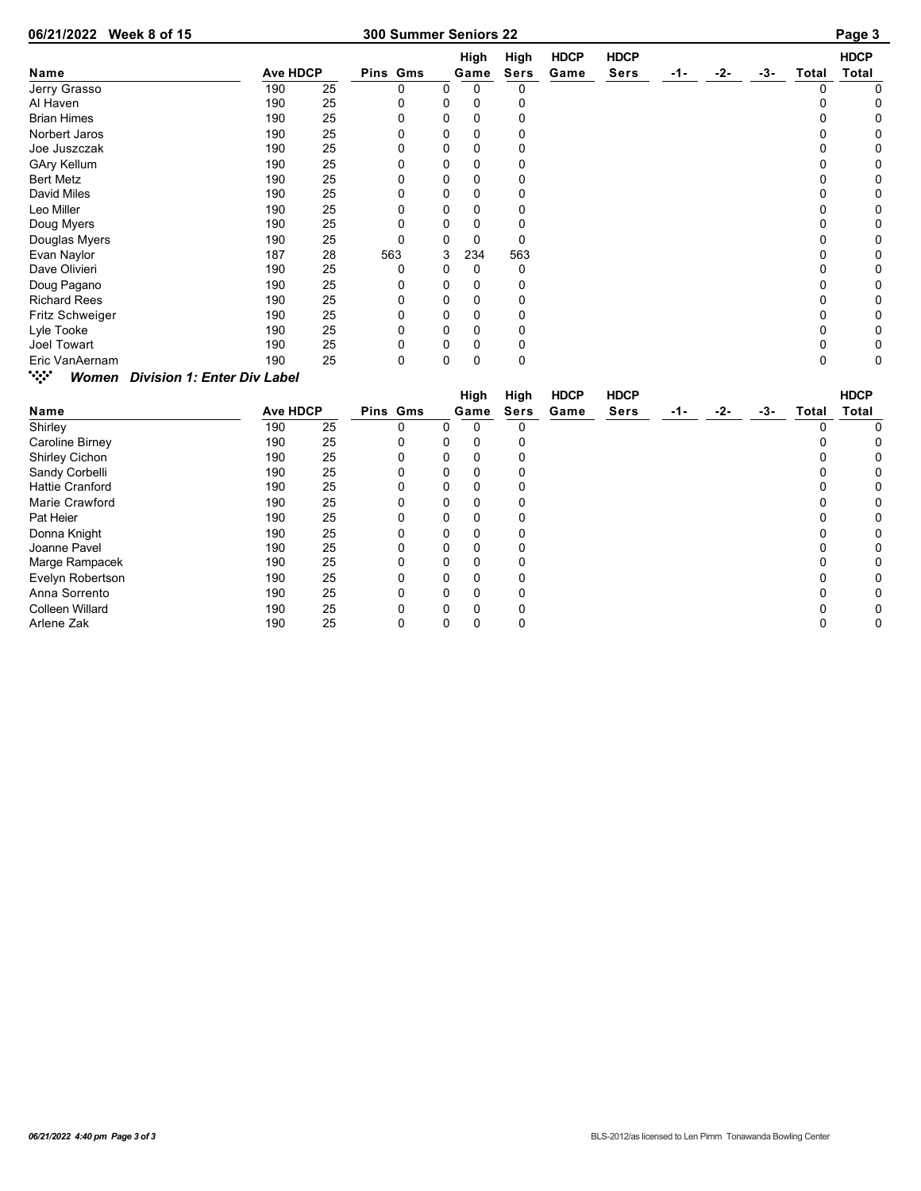| Name | Ave | HDCP | Pins | Gms | High Game | High Sers | HDCP Game | HDCP Sers | -1- | -2- | -3- | Total | HDCP Total |
|---|---|---|---|---|---|---|---|---|---|---|---|---|---|
| Jerry Grasso | 190 | 25 | 0 | 0 | 0 | 0 | | | | | | 0 | 0 |
| Al Haven | 190 | 25 | 0 | 0 | 0 | 0 | | | | | | 0 | 0 |
| Brian Himes | 190 | 25 | 0 | 0 | 0 | 0 | | | | | | 0 | 0 |
| Norbert Jaros | 190 | 25 | 0 | 0 | 0 | 0 | | | | | | 0 | 0 |
| Joe Juszczak | 190 | 25 | 0 | 0 | 0 | 0 | | | | | | 0 | 0 |
| GAry Kellum | 190 | 25 | 0 | 0 | 0 | 0 | | | | | | 0 | 0 |
| Bert Metz | 190 | 25 | 0 | 0 | 0 | 0 | | | | | | 0 | 0 |
| David Miles | 190 | 25 | 0 | 0 | 0 | 0 | | | | | | 0 | 0 |
| Leo Miller | 190 | 25 | 0 | 0 | 0 | 0 | | | | | | 0 | 0 |
| Doug Myers | 190 | 25 | 0 | 0 | 0 | 0 | | | | | | 0 | 0 |
| Douglas Myers | 190 | 25 | 0 | 0 | 0 | 0 | | | | | | 0 | 0 |
| Evan Naylor | 187 | 28 | 563 | 3 | 234 | 563 | | | | | | 0 | 0 |
| Dave Olivieri | 190 | 25 | 0 | 0 | 0 | 0 | | | | | | 0 | 0 |
| Doug Pagano | 190 | 25 | 0 | 0 | 0 | 0 | | | | | | 0 | 0 |
| Richard Rees | 190 | 25 | 0 | 0 | 0 | 0 | | | | | | 0 | 0 |
| Fritz Schweiger | 190 | 25 | 0 | 0 | 0 | 0 | | | | | | 0 | 0 |
| Lyle Tooke | 190 | 25 | 0 | 0 | 0 | 0 | | | | | | 0 | 0 |
| Joel Towart | 190 | 25 | 0 | 0 | 0 | 0 | | | | | | 0 | 0 |
| Eric VanAernam | 190 | 25 | 0 | 0 | 0 | 0 | | | | | | 0 | 0 |

### *Women Division 1: Enter Div Label*

| Name | Ave | HDCP | Pins | Gms | High Game | High Sers | HDCP Game | HDCP Sers | -1- | -2- | -3- | Total | HDCP Total |
|---|---|---|---|---|---|---|---|---|---|---|---|---|---|
| Shirley | 190 | 25 | 0 | 0 | 0 | 0 | | | | | | 0 | 0 |
| Caroline Birney | 190 | 25 | 0 | 0 | 0 | 0 | | | | | | 0 | 0 |
| Shirley Cichon | 190 | 25 | 0 | 0 | 0 | 0 | | | | | | 0 | 0 |
| Sandy Corbelli | 190 | 25 | 0 | 0 | 0 | 0 | | | | | | 0 | 0 |
| Hattie Cranford | 190 | 25 | 0 | 0 | 0 | 0 | | | | | | 0 | 0 |
| Marie Crawford | 190 | 25 | 0 | 0 | 0 | 0 | | | | | | 0 | 0 |
| Pat Heier | 190 | 25 | 0 | 0 | 0 | 0 | | | | | | 0 | 0 |
| Donna Knight | 190 | 25 | 0 | 0 | 0 | 0 | | | | | | 0 | 0 |
| Joanne Pavel | 190 | 25 | 0 | 0 | 0 | 0 | | | | | | 0 | 0 |
| Marge Rampacek | 190 | 25 | 0 | 0 | 0 | 0 | | | | | | 0 | 0 |
| Evelyn Robertson | 190 | 25 | 0 | 0 | 0 | 0 | | | | | | 0 | 0 |
| Anna Sorrento | 190 | 25 | 0 | 0 | 0 | 0 | | | | | | 0 | 0 |
| Colleen Willard | 190 | 25 | 0 | 0 | 0 | 0 | | | | | | 0 | 0 |
| Arlene Zak | 190 | 25 | 0 | 0 | 0 | 0 | | | | | | 0 | 0 |